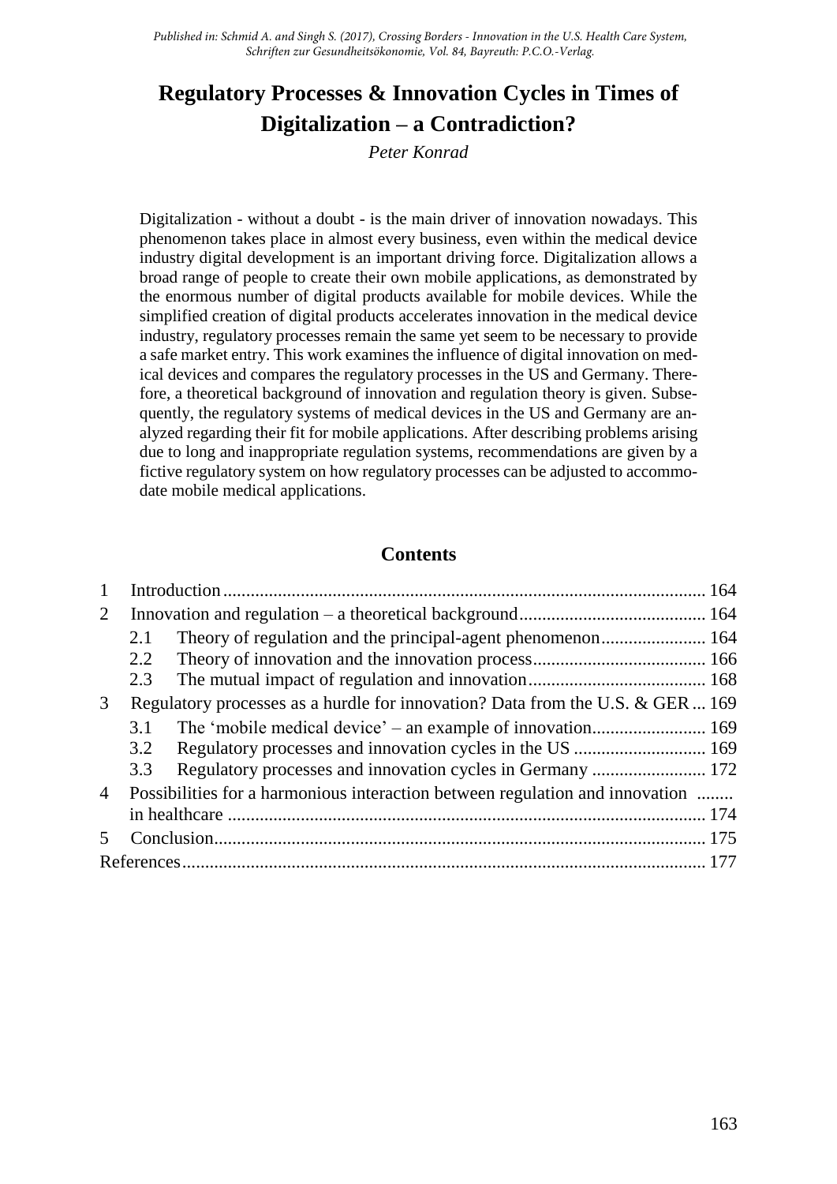*Published in: Schmid A. and Singh S. (2017), Crossing Borders - Innovation in the U.S. Health Care System, Schriften zur Gesundheitsökonomie, Vol. 84, Bayreuth: P.C.O.-Verlag.*

# Regulatory Processes & Innovation Cycles in Times of Digitalization – a Contradiction?

*Peter Konrad*

Digitalization - without a doubt - is the main driver of innovation nowadays. This phenomenon takes place in almost every business, even within the medical device industry digital development is an important driving force. Digitalization allows a broad range of people to create their own mobile applications, as demonstrated by the enormous number of digital products available for mobile devices. While the simplified creation of digital products accelerates innovation in the medical device industry, regulatory processes remain the same yet seem to be necessary to provide a safe market entry. This work examines the influence of digital innovation on medical devices and compares the regulatory processes in the US and Germany. Therefore, a theoretical background of innovation and regulation theory is given. Subsequently, the regulatory systems of medical devices in the US and Germany are analyzed regarding their fit for mobile applications. After describing problems arising due to long and inappropriate regulation systems, recommendations are given by a fictive regulatory system on how regulatory processes can be adjusted to accommodate mobile medical applications.

## Contents

| | | | |
|---|---|---|---|
| 1 | Introduction | | 164 |
| 2 | Innovation and regulation – a theoretical background | | 164 |
| | 2.1 | Theory of regulation and the principal-agent phenomenon | 164 |
| | 2.2 | Theory of innovation and the innovation process | 166 |
| | 2.3 | The mutual impact of regulation and innovation | 168 |
| 3 | Regulatory processes as a hurdle for innovation? Data from the U.S. & GER | | 169 |
| | 3.1 | The 'mobile medical device' – an example of innovation | 169 |
| | 3.2 | Regulatory processes and innovation cycles in the US | 169 |
| | 3.3 | Regulatory processes and innovation cycles in Germany | 172 |
| 4 | Possibilities for a harmonious interaction between regulation and innovation in healthcare | | 174 |
| 5 | Conclusion | | 175 |
| References | | | 177 |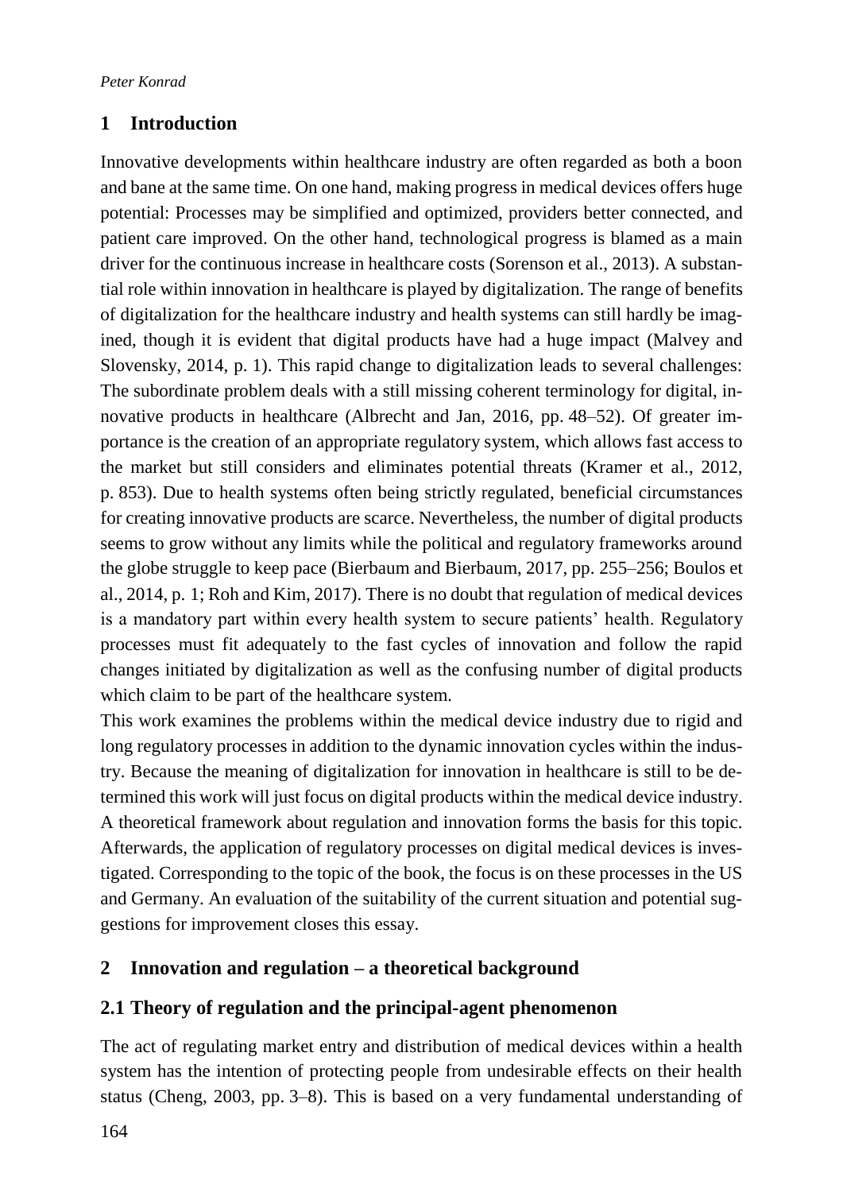# 1 Introduction

Innovative developments within healthcare industry are often regarded as both a boon and bane at the same time. On one hand, making progress in medical devices offers huge potential: Processes may be simplified and optimized, providers better connected, and patient care improved. On the other hand, technological progress is blamed as a main driver for the continuous increase in healthcare costs (Sorenson et al., 2013). A substantial role within innovation in healthcare is played by digitalization. The range of benefits of digitalization for the healthcare industry and health systems can still hardly be imagined, though it is evident that digital products have had a huge impact (Malvey and Slovensky, 2014, p. 1). This rapid change to digitalization leads to several challenges: The subordinate problem deals with a still missing coherent terminology for digital, innovative products in healthcare (Albrecht and Jan, 2016, pp. 48–52). Of greater importance is the creation of an appropriate regulatory system, which allows fast access to the market but still considers and eliminates potential threats (Kramer et al., 2012, p. 853). Due to health systems often being strictly regulated, beneficial circumstances for creating innovative products are scarce. Nevertheless, the number of digital products seems to grow without any limits while the political and regulatory frameworks around the globe struggle to keep pace (Bierbaum and Bierbaum, 2017, pp. 255–256; Boulos et al., 2014, p. 1; Roh and Kim, 2017). There is no doubt that regulation of medical devices is a mandatory part within every health system to secure patients' health. Regulatory processes must fit adequately to the fast cycles of innovation and follow the rapid changes initiated by digitalization as well as the confusing number of digital products which claim to be part of the healthcare system.

This work examines the problems within the medical device industry due to rigid and long regulatory processes in addition to the dynamic innovation cycles within the industry. Because the meaning of digitalization for innovation in healthcare is still to be determined this work will just focus on digital products within the medical device industry. A theoretical framework about regulation and innovation forms the basis for this topic. Afterwards, the application of regulatory processes on digital medical devices is investigated. Corresponding to the topic of the book, the focus is on these processes in the US and Germany. An evaluation of the suitability of the current situation and potential suggestions for improvement closes this essay.

# 2 Innovation and regulation – a theoretical background

## 2.1 Theory of regulation and the principal-agent phenomenon

The act of regulating market entry and distribution of medical devices within a health system has the intention of protecting people from undesirable effects on their health status (Cheng, 2003, pp. 3–8). This is based on a very fundamental understanding of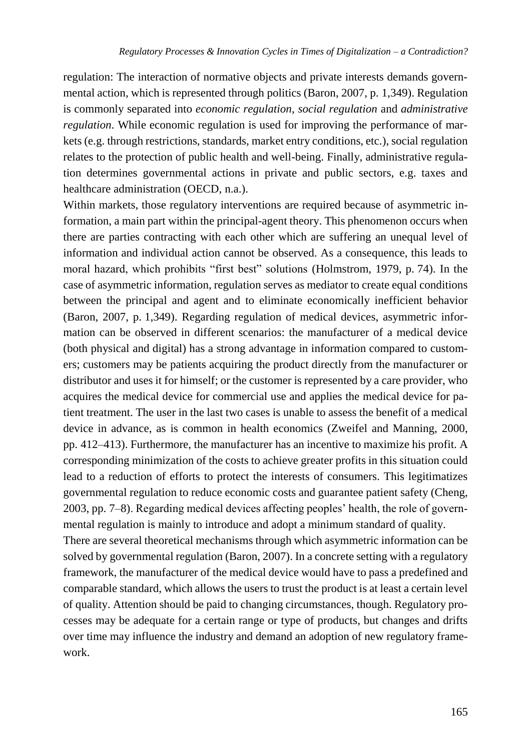regulation: The interaction of normative objects and private interests demands governmental action, which is represented through politics (Baron, 2007, p. 1,349). Regulation is commonly separated into *economic regulation*, *social regulation* and *administrative regulation*. While economic regulation is used for improving the performance of markets (e.g. through restrictions, standards, market entry conditions, etc.), social regulation relates to the protection of public health and well-being. Finally, administrative regulation determines governmental actions in private and public sectors, e.g. taxes and healthcare administration (OECD, n.a.).

Within markets, those regulatory interventions are required because of asymmetric information, a main part within the principal-agent theory. This phenomenon occurs when there are parties contracting with each other which are suffering an unequal level of information and individual action cannot be observed. As a consequence, this leads to moral hazard, which prohibits "first best" solutions (Holmstrom, 1979, p. 74). In the case of asymmetric information, regulation serves as mediator to create equal conditions between the principal and agent and to eliminate economically inefficient behavior (Baron, 2007, p. 1,349). Regarding regulation of medical devices, asymmetric information can be observed in different scenarios: the manufacturer of a medical device (both physical and digital) has a strong advantage in information compared to customers; customers may be patients acquiring the product directly from the manufacturer or distributor and uses it for himself; or the customer is represented by a care provider, who acquires the medical device for commercial use and applies the medical device for patient treatment. The user in the last two cases is unable to assess the benefit of a medical device in advance, as is common in health economics (Zweifel and Manning, 2000, pp. 412–413). Furthermore, the manufacturer has an incentive to maximize his profit. A corresponding minimization of the costs to achieve greater profits in this situation could lead to a reduction of efforts to protect the interests of consumers. This legitimatizes governmental regulation to reduce economic costs and guarantee patient safety (Cheng, 2003, pp. 7–8). Regarding medical devices affecting peoples' health, the role of governmental regulation is mainly to introduce and adopt a minimum standard of quality.

There are several theoretical mechanisms through which asymmetric information can be solved by governmental regulation (Baron, 2007). In a concrete setting with a regulatory framework, the manufacturer of the medical device would have to pass a predefined and comparable standard, which allows the users to trust the product is at least a certain level of quality. Attention should be paid to changing circumstances, though. Regulatory processes may be adequate for a certain range or type of products, but changes and drifts over time may influence the industry and demand an adoption of new regulatory framework.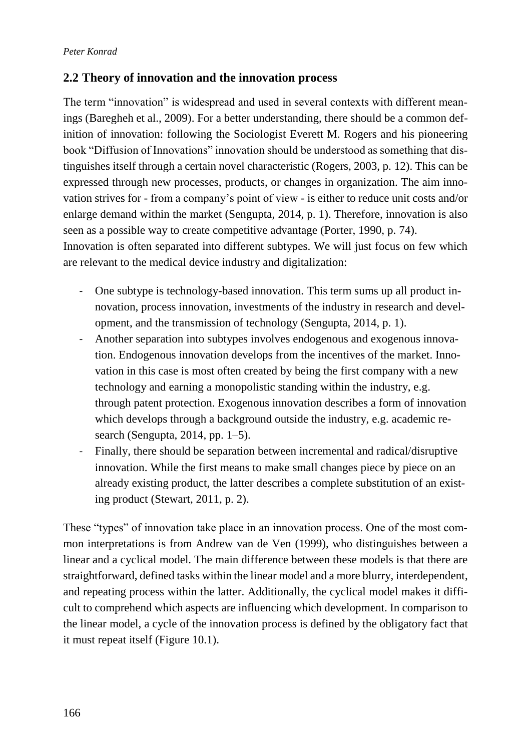## 2.2 Theory of innovation and the innovation process

The term "innovation" is widespread and used in several contexts with different meanings (Baregheh et al., 2009). For a better understanding, there should be a common definition of innovation: following the Sociologist Everett M. Rogers and his pioneering book "Diffusion of Innovations" innovation should be understood as something that distinguishes itself through a certain novel characteristic (Rogers, 2003, p. 12). This can be expressed through new processes, products, or changes in organization. The aim innovation strives for - from a company's point of view - is either to reduce unit costs and/or enlarge demand within the market (Sengupta, 2014, p. 1). Therefore, innovation is also seen as a possible way to create competitive advantage (Porter, 1990, p. 74).
Innovation is often separated into different subtypes. We will just focus on few which are relevant to the medical device industry and digitalization:

- One subtype is technology-based innovation. This term sums up all product innovation, process innovation, investments of the industry in research and development, and the transmission of technology (Sengupta, 2014, p. 1).
- Another separation into subtypes involves endogenous and exogenous innovation. Endogenous innovation develops from the incentives of the market. Innovation in this case is most often created by being the first company with a new technology and earning a monopolistic standing within the industry, e.g. through patent protection. Exogenous innovation describes a form of innovation which develops through a background outside the industry, e.g. academic research (Sengupta, 2014, pp. 1–5).
- Finally, there should be separation between incremental and radical/disruptive innovation. While the first means to make small changes piece by piece on an already existing product, the latter describes a complete substitution of an existing product (Stewart, 2011, p. 2).

These "types" of innovation take place in an innovation process. One of the most common interpretations is from Andrew van de Ven (1999), who distinguishes between a linear and a cyclical model. The main difference between these models is that there are straightforward, defined tasks within the linear model and a more blurry, interdependent, and repeating process within the latter. Additionally, the cyclical model makes it difficult to comprehend which aspects are influencing which development. In comparison to the linear model, a cycle of the innovation process is defined by the obligatory fact that it must repeat itself (Figure 10.1).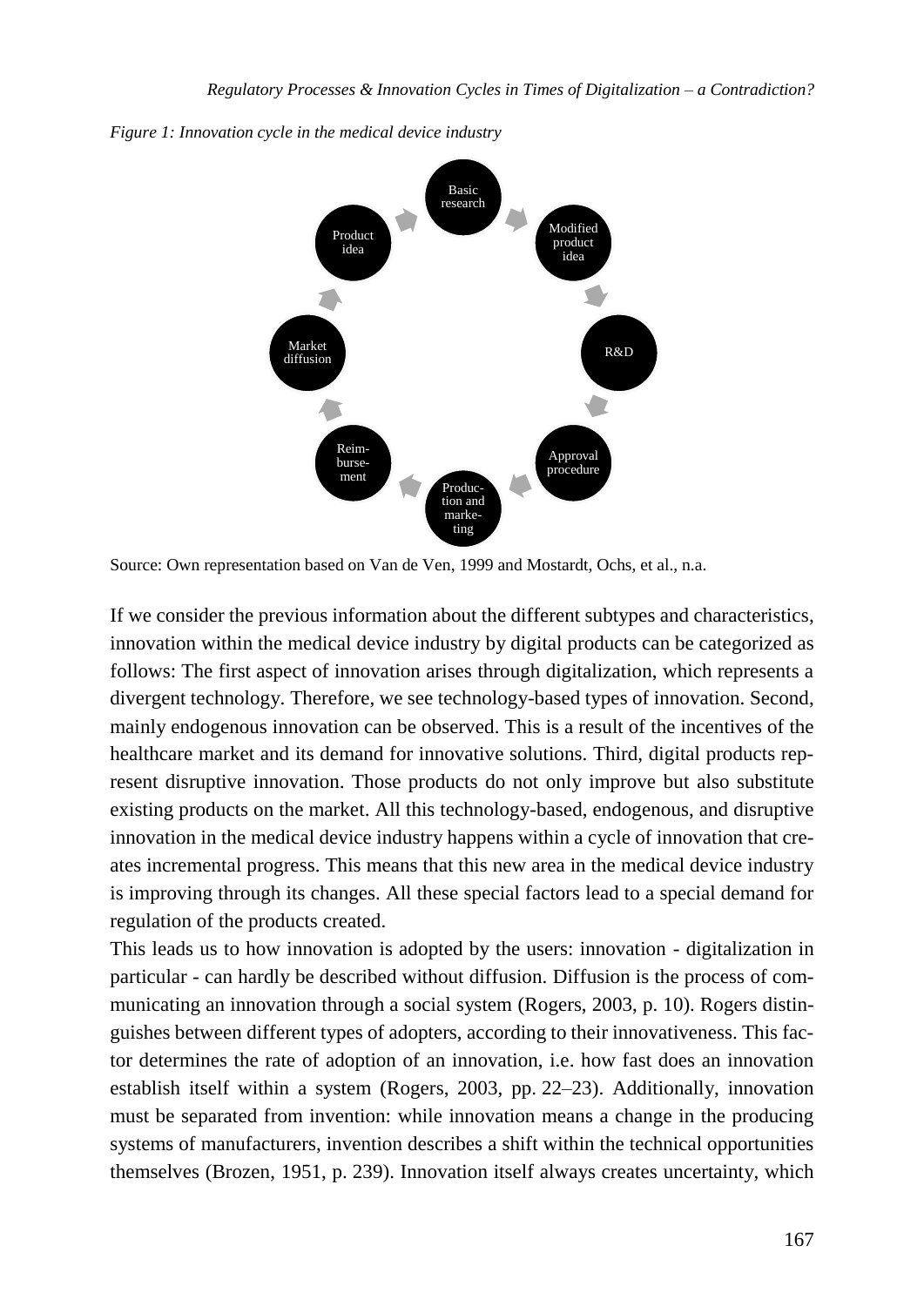*Figure 1: Innovation cycle in the medical device industry*

Source: Own representation based on Van de Ven, 1999 and Mostardt, Ochs, et al., n.a.

If we consider the previous information about the different subtypes and characteristics, innovation within the medical device industry by digital products can be categorized as follows: The first aspect of innovation arises through digitalization, which represents a divergent technology. Therefore, we see technology-based types of innovation. Second, mainly endogenous innovation can be observed. This is a result of the incentives of the healthcare market and its demand for innovative solutions. Third, digital products represent disruptive innovation. Those products do not only improve but also substitute existing products on the market. All this technology-based, endogenous, and disruptive innovation in the medical device industry happens within a cycle of innovation that creates incremental progress. This means that this new area in the medical device industry is improving through its changes. All these special factors lead to a special demand for regulation of the products created.

This leads us to how innovation is adopted by the users: innovation - digitalization in particular - can hardly be described without diffusion. Diffusion is the process of communicating an innovation through a social system (Rogers, 2003, p. 10). Rogers distinguishes between different types of adopters, according to their innovativeness. This factor determines the rate of adoption of an innovation, i.e. how fast does an innovation establish itself within a system (Rogers, 2003, pp. 22–23). Additionally, innovation must be separated from invention: while innovation means a change in the producing systems of manufacturers, invention describes a shift within the technical opportunities themselves (Brozen, 1951, p. 239). Innovation itself always creates uncertainty, which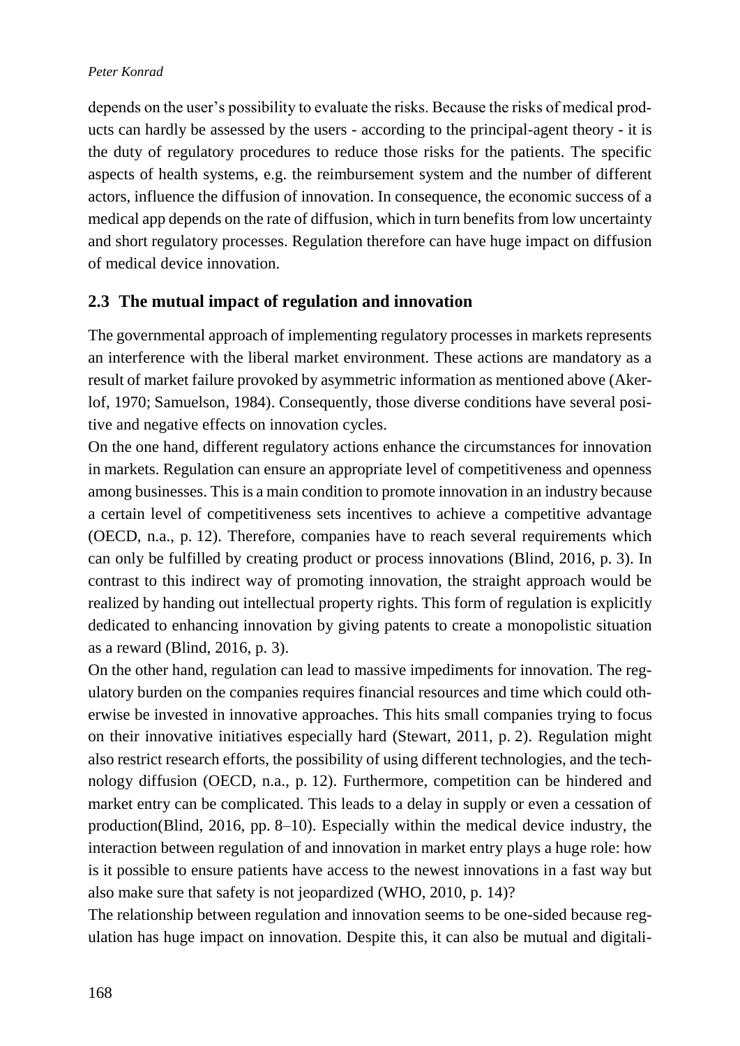depends on the user's possibility to evaluate the risks. Because the risks of medical products can hardly be assessed by the users - according to the principal-agent theory - it is the duty of regulatory procedures to reduce those risks for the patients. The specific aspects of health systems, e.g. the reimbursement system and the number of different actors, influence the diffusion of innovation. In consequence, the economic success of a medical app depends on the rate of diffusion, which in turn benefits from low uncertainty and short regulatory processes. Regulation therefore can have huge impact on diffusion of medical device innovation.

## 2.3 The mutual impact of regulation and innovation

The governmental approach of implementing regulatory processes in markets represents an interference with the liberal market environment. These actions are mandatory as a result of market failure provoked by asymmetric information as mentioned above (Akerlof, 1970; Samuelson, 1984). Consequently, those diverse conditions have several positive and negative effects on innovation cycles.

On the one hand, different regulatory actions enhance the circumstances for innovation in markets. Regulation can ensure an appropriate level of competitiveness and openness among businesses. This is a main condition to promote innovation in an industry because a certain level of competitiveness sets incentives to achieve a competitive advantage (OECD, n.a., p. 12). Therefore, companies have to reach several requirements which can only be fulfilled by creating product or process innovations (Blind, 2016, p. 3). In contrast to this indirect way of promoting innovation, the straight approach would be realized by handing out intellectual property rights. This form of regulation is explicitly dedicated to enhancing innovation by giving patents to create a monopolistic situation as a reward (Blind, 2016, p. 3).

On the other hand, regulation can lead to massive impediments for innovation. The regulatory burden on the companies requires financial resources and time which could otherwise be invested in innovative approaches. This hits small companies trying to focus on their innovative initiatives especially hard (Stewart, 2011, p. 2). Regulation might also restrict research efforts, the possibility of using different technologies, and the technology diffusion (OECD, n.a., p. 12). Furthermore, competition can be hindered and market entry can be complicated. This leads to a delay in supply or even a cessation of production(Blind, 2016, pp. 8–10). Especially within the medical device industry, the interaction between regulation of and innovation in market entry plays a huge role: how is it possible to ensure patients have access to the newest innovations in a fast way but also make sure that safety is not jeopardized (WHO, 2010, p. 14)?

The relationship between regulation and innovation seems to be one-sided because regulation has huge impact on innovation. Despite this, it can also be mutual and digitali-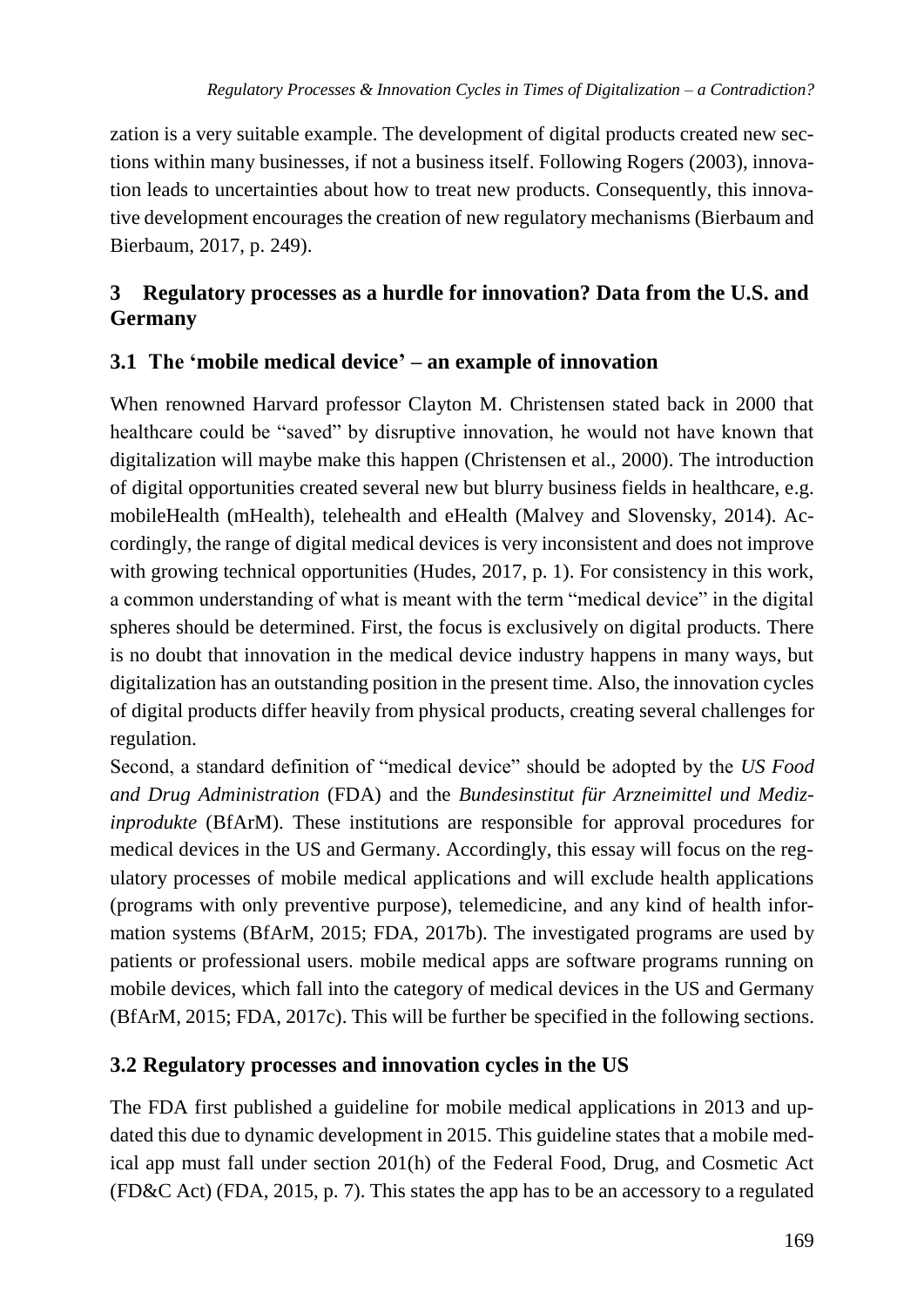zation is a very suitable example. The development of digital products created new sections within many businesses, if not a business itself. Following Rogers (2003), innovation leads to uncertainties about how to treat new products. Consequently, this innovative development encourages the creation of new regulatory mechanisms (Bierbaum and Bierbaum, 2017, p. 249).

## 3 Regulatory processes as a hurdle for innovation? Data from the U.S. and Germany

### 3.1 The 'mobile medical device' – an example of innovation

When renowned Harvard professor Clayton M. Christensen stated back in 2000 that healthcare could be "saved" by disruptive innovation, he would not have known that digitalization will maybe make this happen (Christensen et al., 2000). The introduction of digital opportunities created several new but blurry business fields in healthcare, e.g. mobileHealth (mHealth), telehealth and eHealth (Malvey and Slovensky, 2014). Accordingly, the range of digital medical devices is very inconsistent and does not improve with growing technical opportunities (Hudes, 2017, p. 1). For consistency in this work, a common understanding of what is meant with the term "medical device" in the digital spheres should be determined. First, the focus is exclusively on digital products. There is no doubt that innovation in the medical device industry happens in many ways, but digitalization has an outstanding position in the present time. Also, the innovation cycles of digital products differ heavily from physical products, creating several challenges for regulation.

Second, a standard definition of "medical device" should be adopted by the *US Food and Drug Administration* (FDA) and the *Bundesinstitut für Arzneimittel und Medizinprodukte* (BfArM). These institutions are responsible for approval procedures for medical devices in the US and Germany. Accordingly, this essay will focus on the regulatory processes of mobile medical applications and will exclude health applications (programs with only preventive purpose), telemedicine, and any kind of health information systems (BfArM, 2015; FDA, 2017b). The investigated programs are used by patients or professional users. mobile medical apps are software programs running on mobile devices, which fall into the category of medical devices in the US and Germany (BfArM, 2015; FDA, 2017c). This will be further be specified in the following sections.

### 3.2 Regulatory processes and innovation cycles in the US

The FDA first published a guideline for mobile medical applications in 2013 and updated this due to dynamic development in 2015. This guideline states that a mobile medical app must fall under section 201(h) of the Federal Food, Drug, and Cosmetic Act (FD&C Act) (FDA, 2015, p. 7). This states the app has to be an accessory to a regulated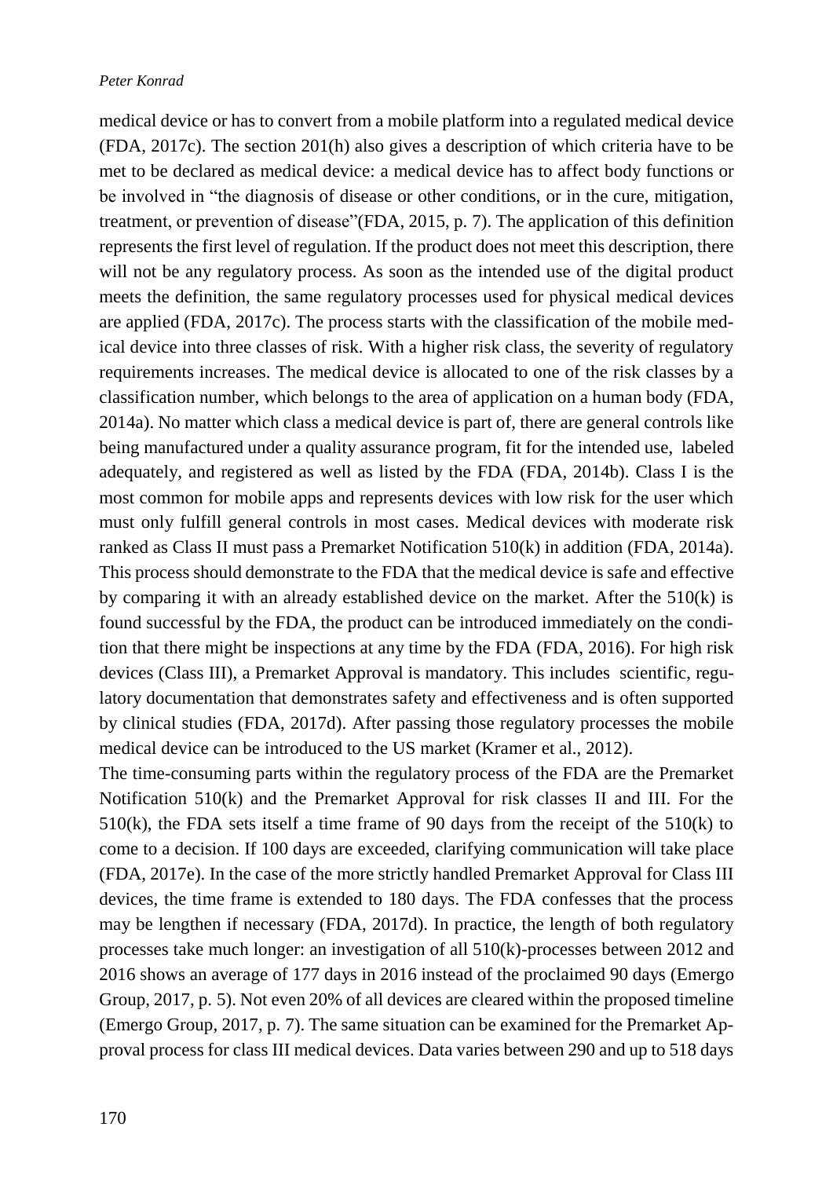medical device or has to convert from a mobile platform into a regulated medical device (FDA, 2017c). The section 201(h) also gives a description of which criteria have to be met to be declared as medical device: a medical device has to affect body functions or be involved in "the diagnosis of disease or other conditions, or in the cure, mitigation, treatment, or prevention of disease"(FDA, 2015, p. 7). The application of this definition represents the first level of regulation. If the product does not meet this description, there will not be any regulatory process. As soon as the intended use of the digital product meets the definition, the same regulatory processes used for physical medical devices are applied (FDA, 2017c). The process starts with the classification of the mobile medical device into three classes of risk. With a higher risk class, the severity of regulatory requirements increases. The medical device is allocated to one of the risk classes by a classification number, which belongs to the area of application on a human body (FDA, 2014a). No matter which class a medical device is part of, there are general controls like being manufactured under a quality assurance program, fit for the intended use, labeled adequately, and registered as well as listed by the FDA (FDA, 2014b). Class I is the most common for mobile apps and represents devices with low risk for the user which must only fulfill general controls in most cases. Medical devices with moderate risk ranked as Class II must pass a Premarket Notification 510(k) in addition (FDA, 2014a). This process should demonstrate to the FDA that the medical device is safe and effective by comparing it with an already established device on the market. After the 510(k) is found successful by the FDA, the product can be introduced immediately on the condition that there might be inspections at any time by the FDA (FDA, 2016). For high risk devices (Class III), a Premarket Approval is mandatory. This includes scientific, regulatory documentation that demonstrates safety and effectiveness and is often supported by clinical studies (FDA, 2017d). After passing those regulatory processes the mobile medical device can be introduced to the US market (Kramer et al., 2012).

The time-consuming parts within the regulatory process of the FDA are the Premarket Notification 510(k) and the Premarket Approval for risk classes II and III. For the 510(k), the FDA sets itself a time frame of 90 days from the receipt of the 510(k) to come to a decision. If 100 days are exceeded, clarifying communication will take place (FDA, 2017e). In the case of the more strictly handled Premarket Approval for Class III devices, the time frame is extended to 180 days. The FDA confesses that the process may be lengthen if necessary (FDA, 2017d). In practice, the length of both regulatory processes take much longer: an investigation of all 510(k)-processes between 2012 and 2016 shows an average of 177 days in 2016 instead of the proclaimed 90 days (Emergo Group, 2017, p. 5). Not even 20% of all devices are cleared within the proposed timeline (Emergo Group, 2017, p. 7). The same situation can be examined for the Premarket Approval process for class III medical devices. Data varies between 290 and up to 518 days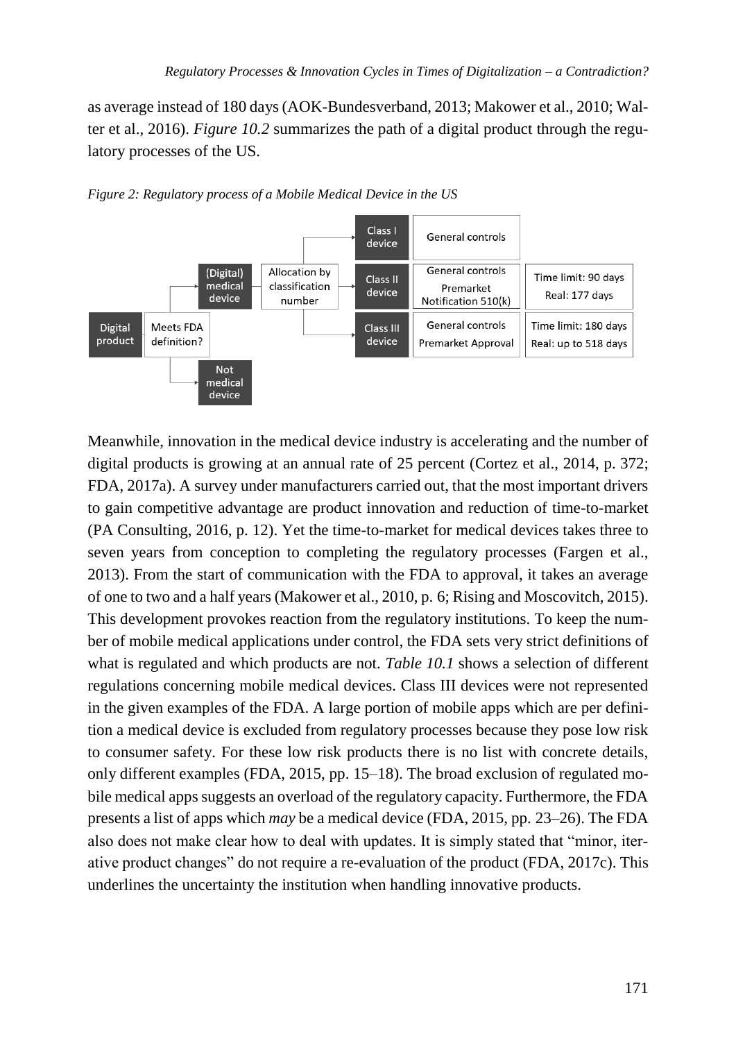as average instead of 180 days (AOK-Bundesverband, 2013; Makower et al., 2010; Walter et al., 2016). *Figure 10.2* summarizes the path of a digital product through the regulatory processes of the US.

*Figure 2: Regulatory process of a Mobile Medical Device in the US*

Meanwhile, innovation in the medical device industry is accelerating and the number of digital products is growing at an annual rate of 25 percent (Cortez et al., 2014, p. 372; FDA, 2017a). A survey under manufacturers carried out, that the most important drivers to gain competitive advantage are product innovation and reduction of time-to-market (PA Consulting, 2016, p. 12). Yet the time-to-market for medical devices takes three to seven years from conception to completing the regulatory processes (Fargen et al., 2013). From the start of communication with the FDA to approval, it takes an average of one to two and a half years (Makower et al., 2010, p. 6; Rising and Moscovitch, 2015). This development provokes reaction from the regulatory institutions. To keep the number of mobile medical applications under control, the FDA sets very strict definitions of what is regulated and which products are not. *Table 10.1* shows a selection of different regulations concerning mobile medical devices. Class III devices were not represented in the given examples of the FDA. A large portion of mobile apps which are per definition a medical device is excluded from regulatory processes because they pose low risk to consumer safety. For these low risk products there is no list with concrete details, only different examples (FDA, 2015, pp. 15–18). The broad exclusion of regulated mobile medical apps suggests an overload of the regulatory capacity. Furthermore, the FDA presents a list of apps which *may* be a medical device (FDA, 2015, pp. 23–26). The FDA also does not make clear how to deal with updates. It is simply stated that "minor, iterative product changes" do not require a re-evaluation of the product (FDA, 2017c). This underlines the uncertainty the institution when handling innovative products.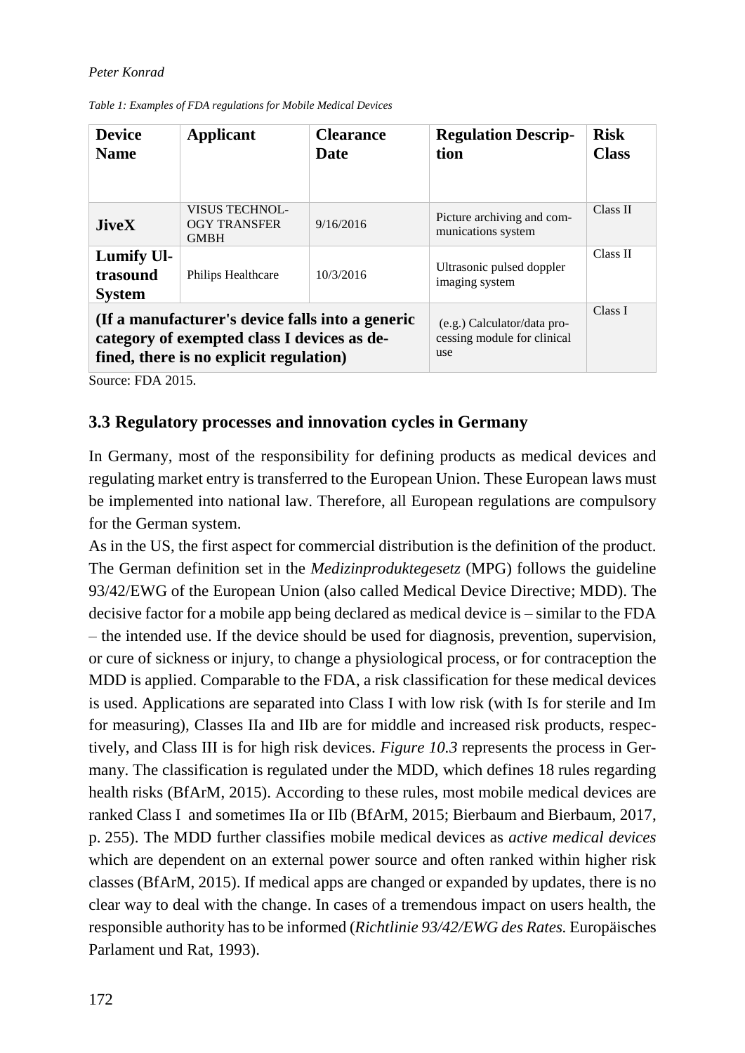*Table 1: Examples of FDA regulations for Mobile Medical Devices*

| Device Name | Applicant | Clearance Date | Regulation Description | Risk Class |
|---|---|---|---|---|
| **JiveX** | VISUS TECHNOLOGY TRANSFER GMBH | 9/16/2016 | Picture archiving and communications system | Class II |
| **Lumify Ultrasound System** | Philips Healthcare | 10/3/2016 | Ultrasonic pulsed doppler imaging system | Class II |
| **(If a manufacturer's device falls into a generic category of exempted class I devices as defined, there is no explicit regulation)** | | | (e.g.) Calculator/data processing module for clinical use | Class I |

Source: FDA 2015.

### 3.3 Regulatory processes and innovation cycles in Germany

In Germany, most of the responsibility for defining products as medical devices and regulating market entry is transferred to the European Union. These European laws must be implemented into national law. Therefore, all European regulations are compulsory for the German system.

As in the US, the first aspect for commercial distribution is the definition of the product. The German definition set in the *Medizinproduktegesetz* (MPG) follows the guideline 93/42/EWG of the European Union (also called Medical Device Directive; MDD). The decisive factor for a mobile app being declared as medical device is – similar to the FDA – the intended use. If the device should be used for diagnosis, prevention, supervision, or cure of sickness or injury, to change a physiological process, or for contraception the MDD is applied. Comparable to the FDA, a risk classification for these medical devices is used. Applications are separated into Class I with low risk (with Is for sterile and Im for measuring), Classes IIa and IIb are for middle and increased risk products, respectively, and Class III is for high risk devices. *Figure 10.3* represents the process in Germany. The classification is regulated under the MDD, which defines 18 rules regarding health risks (BfArM, 2015). According to these rules, most mobile medical devices are ranked Class I and sometimes IIa or IIb (BfArM, 2015; Bierbaum and Bierbaum, 2017, p. 255). The MDD further classifies mobile medical devices as *active medical devices* which are dependent on an external power source and often ranked within higher risk classes (BfArM, 2015). If medical apps are changed or expanded by updates, there is no clear way to deal with the change. In cases of a tremendous impact on users health, the responsible authority has to be informed (*Richtlinie 93/42/EWG des Rates.* Europäisches Parlament und Rat, 1993).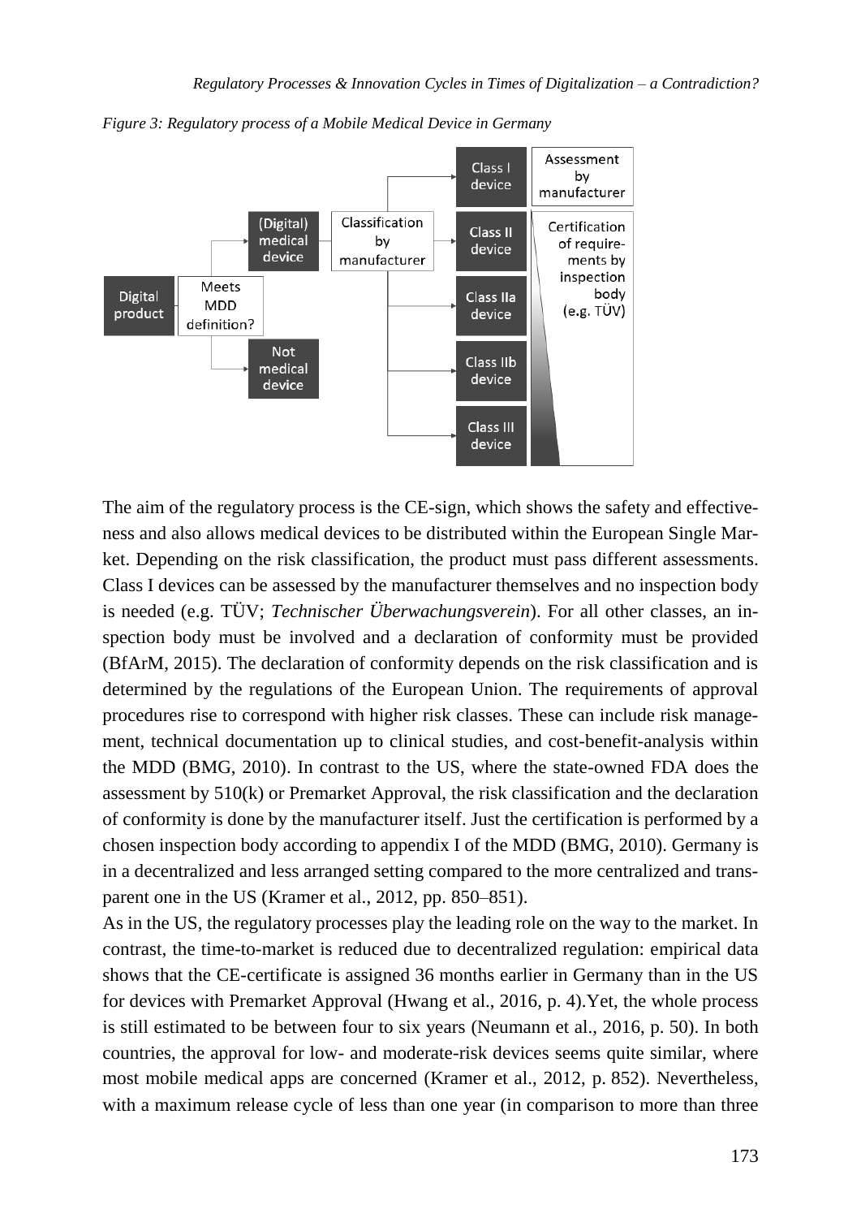*Figure 3: Regulatory process of a Mobile Medical Device in Germany*

The aim of the regulatory process is the CE-sign, which shows the safety and effectiveness and also allows medical devices to be distributed within the European Single Market. Depending on the risk classification, the product must pass different assessments. Class I devices can be assessed by the manufacturer themselves and no inspection body is needed (e.g. TÜV; *Technischer Überwachungsverein*). For all other classes, an inspection body must be involved and a declaration of conformity must be provided (BfArM, 2015). The declaration of conformity depends on the risk classification and is determined by the regulations of the European Union. The requirements of approval procedures rise to correspond with higher risk classes. These can include risk management, technical documentation up to clinical studies, and cost-benefit-analysis within the MDD (BMG, 2010). In contrast to the US, where the state-owned FDA does the assessment by 510(k) or Premarket Approval, the risk classification and the declaration of conformity is done by the manufacturer itself. Just the certification is performed by a chosen inspection body according to appendix I of the MDD (BMG, 2010). Germany is in a decentralized and less arranged setting compared to the more centralized and transparent one in the US (Kramer et al., 2012, pp. 850–851).

As in the US, the regulatory processes play the leading role on the way to the market. In contrast, the time-to-market is reduced due to decentralized regulation: empirical data shows that the CE-certificate is assigned 36 months earlier in Germany than in the US for devices with Premarket Approval (Hwang et al., 2016, p. 4).Yet, the whole process is still estimated to be between four to six years (Neumann et al., 2016, p. 50). In both countries, the approval for low- and moderate-risk devices seems quite similar, where most mobile medical apps are concerned (Kramer et al., 2012, p. 852). Nevertheless, with a maximum release cycle of less than one year (in comparison to more than three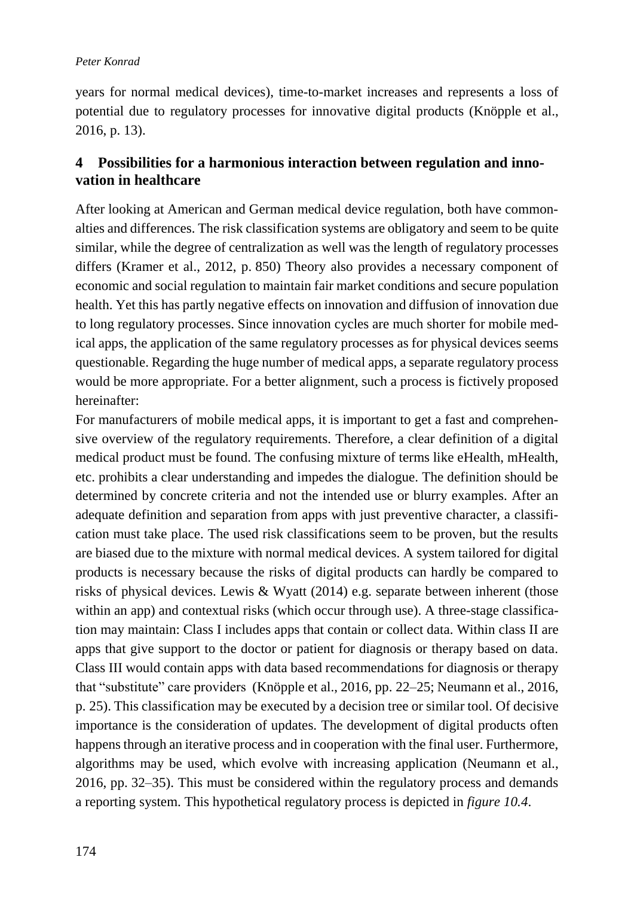years for normal medical devices), time-to-market increases and represents a loss of potential due to regulatory processes for innovative digital products (Knöpple et al., 2016, p. 13).

## 4 Possibilities for a harmonious interaction between regulation and innovation in healthcare

After looking at American and German medical device regulation, both have commonalties and differences. The risk classification systems are obligatory and seem to be quite similar, while the degree of centralization as well was the length of regulatory processes differs (Kramer et al., 2012, p. 850) Theory also provides a necessary component of economic and social regulation to maintain fair market conditions and secure population health. Yet this has partly negative effects on innovation and diffusion of innovation due to long regulatory processes. Since innovation cycles are much shorter for mobile medical apps, the application of the same regulatory processes as for physical devices seems questionable. Regarding the huge number of medical apps, a separate regulatory process would be more appropriate. For a better alignment, such a process is fictively proposed hereinafter:

For manufacturers of mobile medical apps, it is important to get a fast and comprehensive overview of the regulatory requirements. Therefore, a clear definition of a digital medical product must be found. The confusing mixture of terms like eHealth, mHealth, etc. prohibits a clear understanding and impedes the dialogue. The definition should be determined by concrete criteria and not the intended use or blurry examples. After an adequate definition and separation from apps with just preventive character, a classification must take place. The used risk classifications seem to be proven, but the results are biased due to the mixture with normal medical devices. A system tailored for digital products is necessary because the risks of digital products can hardly be compared to risks of physical devices. Lewis & Wyatt (2014) e.g. separate between inherent (those within an app) and contextual risks (which occur through use). A three-stage classification may maintain: Class I includes apps that contain or collect data. Within class II are apps that give support to the doctor or patient for diagnosis or therapy based on data. Class III would contain apps with data based recommendations for diagnosis or therapy that "substitute" care providers (Knöpple et al., 2016, pp. 22–25; Neumann et al., 2016, p. 25). This classification may be executed by a decision tree or similar tool. Of decisive importance is the consideration of updates. The development of digital products often happens through an iterative process and in cooperation with the final user. Furthermore, algorithms may be used, which evolve with increasing application (Neumann et al., 2016, pp. 32–35). This must be considered within the regulatory process and demands a reporting system. This hypothetical regulatory process is depicted in *figure 10.4*.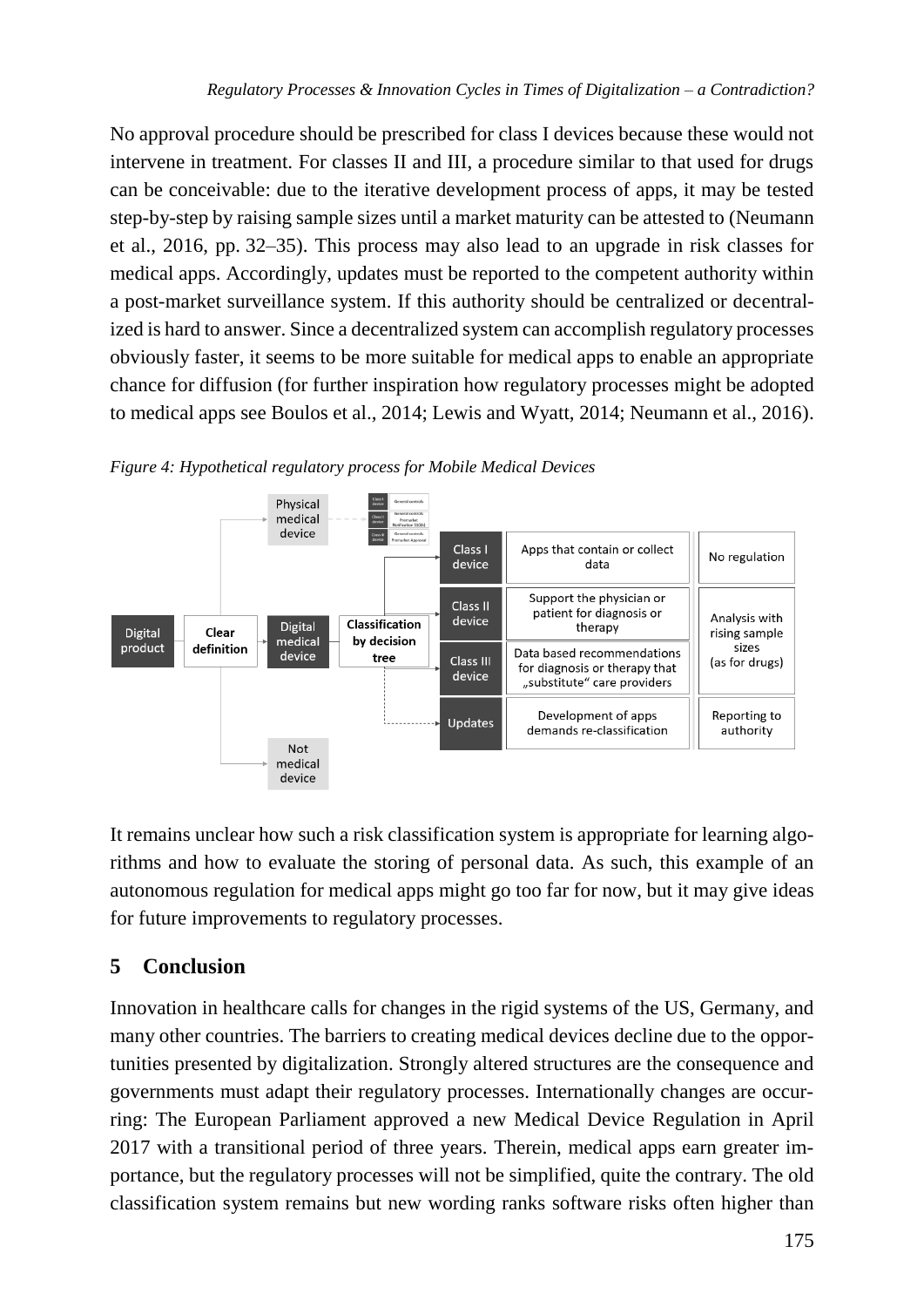No approval procedure should be prescribed for class I devices because these would not intervene in treatment. For classes II and III, a procedure similar to that used for drugs can be conceivable: due to the iterative development process of apps, it may be tested step-by-step by raising sample sizes until a market maturity can be attested to (Neumann et al., 2016, pp. 32–35). This process may also lead to an upgrade in risk classes for medical apps. Accordingly, updates must be reported to the competent authority within a post-market surveillance system. If this authority should be centralized or decentralized is hard to answer. Since a decentralized system can accomplish regulatory processes obviously faster, it seems to be more suitable for medical apps to enable an appropriate chance for diffusion (for further inspiration how regulatory processes might be adopted to medical apps see Boulos et al., 2014; Lewis and Wyatt, 2014; Neumann et al., 2016).

*Figure 4: Hypothetical regulatory process for Mobile Medical Devices*

It remains unclear how such a risk classification system is appropriate for learning algorithms and how to evaluate the storing of personal data. As such, this example of an autonomous regulation for medical apps might go too far for now, but it may give ideas for future improvements to regulatory processes.

## 5 Conclusion

Innovation in healthcare calls for changes in the rigid systems of the US, Germany, and many other countries. The barriers to creating medical devices decline due to the opportunities presented by digitalization. Strongly altered structures are the consequence and governments must adapt their regulatory processes. Internationally changes are occurring: The European Parliament approved a new Medical Device Regulation in April 2017 with a transitional period of three years. Therein, medical apps earn greater importance, but the regulatory processes will not be simplified, quite the contrary. The old classification system remains but new wording ranks software risks often higher than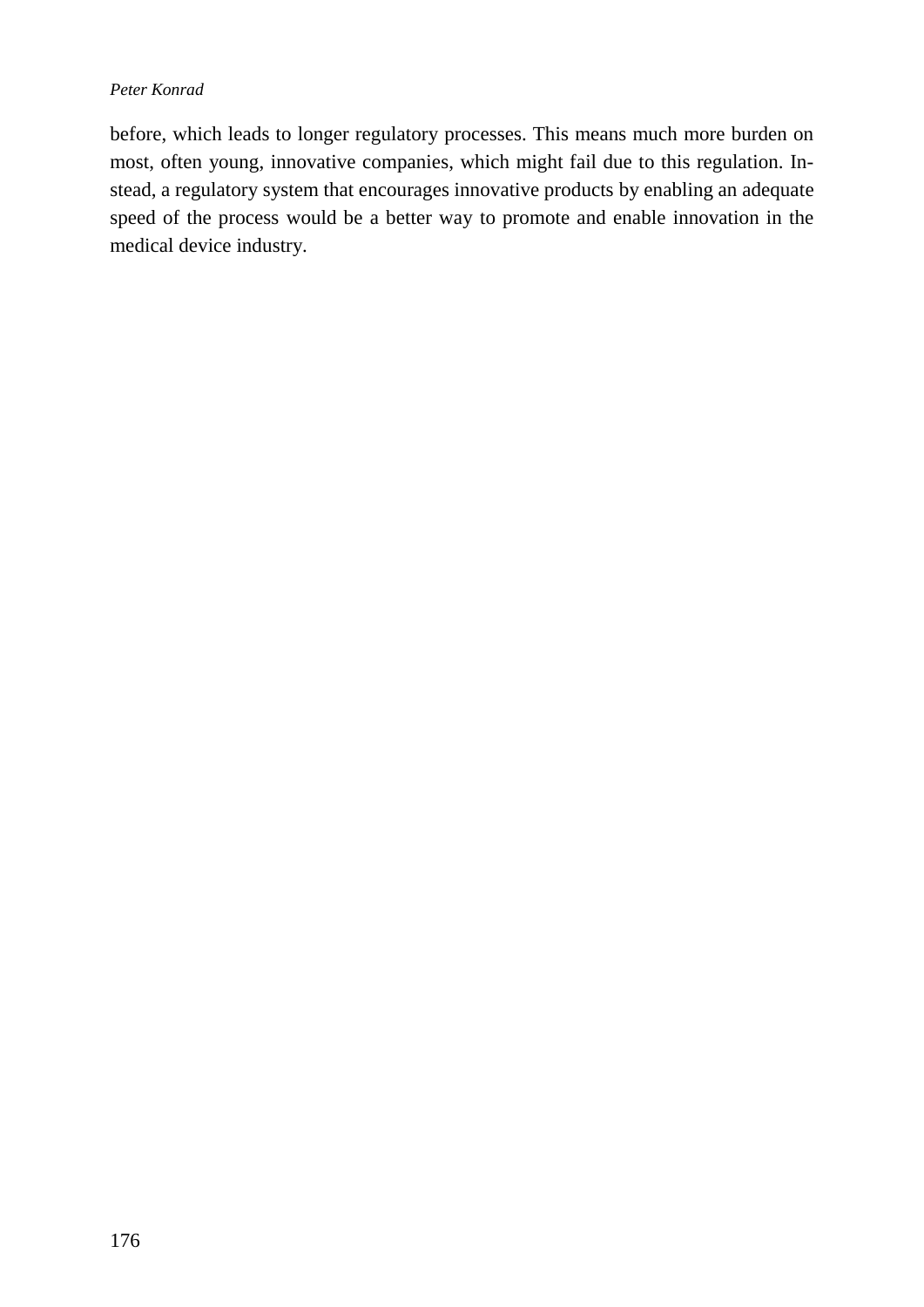before, which leads to longer regulatory processes. This means much more burden on most, often young, innovative companies, which might fail due to this regulation. Instead, a regulatory system that encourages innovative products by enabling an adequate speed of the process would be a better way to promote and enable innovation in the medical device industry.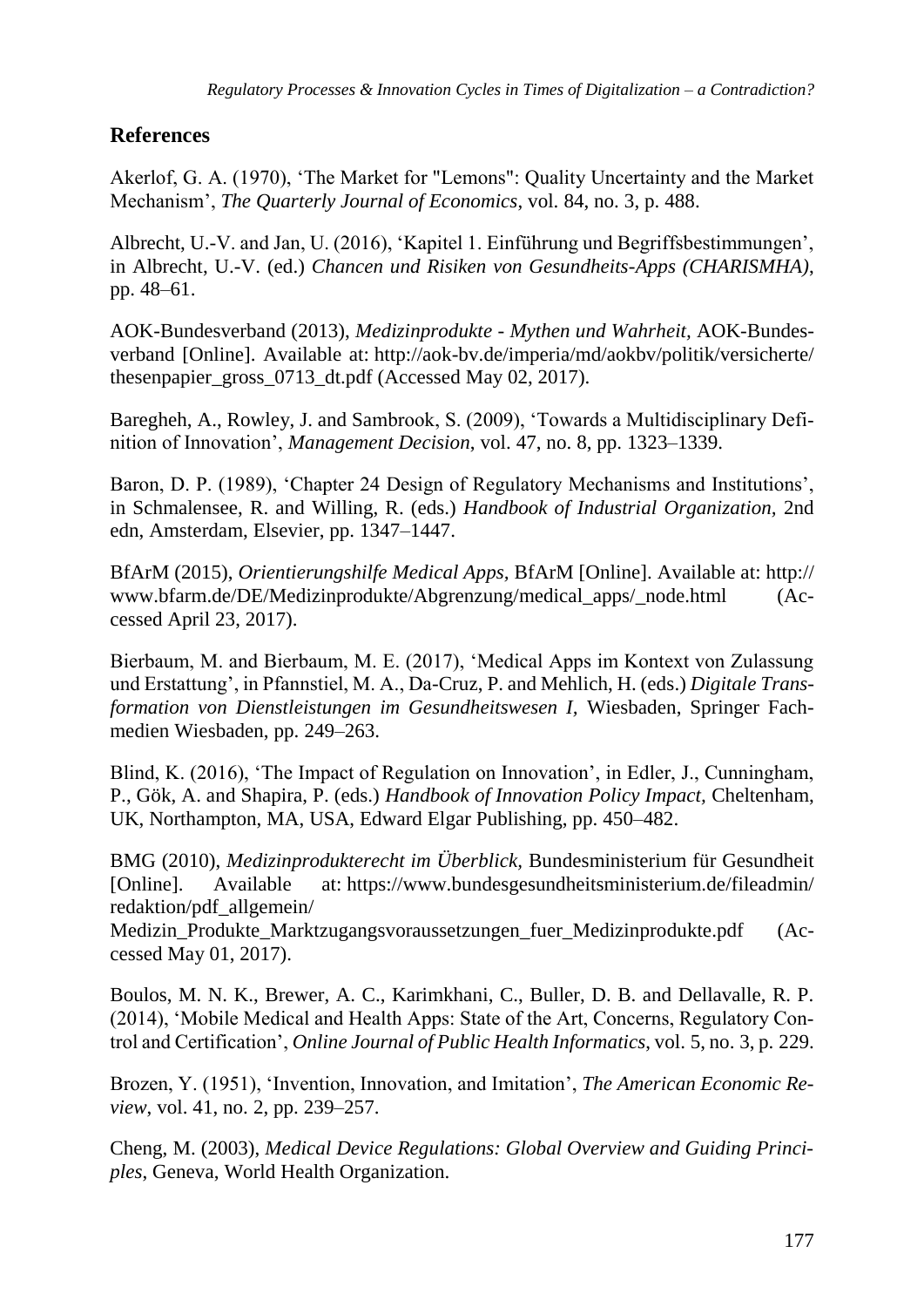## References

Akerlof, G. A. (1970), 'The Market for "Lemons": Quality Uncertainty and the Market Mechanism', *The Quarterly Journal of Economics,* vol. 84, no. 3, p. 488.

Albrecht, U.-V. and Jan, U. (2016), 'Kapitel 1. Einführung und Begriffsbestimmungen', in Albrecht, U.-V. (ed.) *Chancen und Risiken von Gesundheits-Apps (CHARISMHA)*, pp. 48–61.

AOK-Bundesverband (2013), *Medizinprodukte - Mythen und Wahrheit,* AOK-Bundesverband [Online]. Available at: http://aok-bv.de/imperia/md/aokbv/politik/versicherte/thesenpapier_gross_0713_dt.pdf (Accessed May 02, 2017).

Baregheh, A., Rowley, J. and Sambrook, S. (2009), 'Towards a Multidisciplinary Definition of Innovation', *Management Decision,* vol. 47, no. 8, pp. 1323–1339.

Baron, D. P. (1989), 'Chapter 24 Design of Regulatory Mechanisms and Institutions', in Schmalensee, R. and Willing, R. (eds.) *Handbook of Industrial Organization,* 2nd edn, Amsterdam, Elsevier, pp. 1347–1447.

BfArM (2015), *Orientierungshilfe Medical Apps,* BfArM [Online]. Available at: http://www.bfarm.de/DE/Medizinprodukte/Abgrenzung/medical_apps/_node.html (Accessed April 23, 2017).

Bierbaum, M. and Bierbaum, M. E. (2017), 'Medical Apps im Kontext von Zulassung und Erstattung', in Pfannstiel, M. A., Da-Cruz, P. and Mehlich, H. (eds.) *Digitale Transformation von Dienstleistungen im Gesundheitswesen I,* Wiesbaden, Springer Fachmedien Wiesbaden, pp. 249–263.

Blind, K. (2016), 'The Impact of Regulation on Innovation', in Edler, J., Cunningham, P., Gök, A. and Shapira, P. (eds.) *Handbook of Innovation Policy Impact,* Cheltenham, UK, Northampton, MA, USA, Edward Elgar Publishing, pp. 450–482.

BMG (2010), *Medizinprodukterecht im Überblick,* Bundesministerium für Gesundheit [Online]. Available at: https://www.bundesgesundheitsministerium.de/fileadmin/redaktion/pdf_allgemein/Medizin_Produkte_Marktzugangsvoraussetzungen_fuer_Medizinprodukte.pdf (Accessed May 01, 2017).

Boulos, M. N. K., Brewer, A. C., Karimkhani, C., Buller, D. B. and Dellavalle, R. P. (2014), 'Mobile Medical and Health Apps: State of the Art, Concerns, Regulatory Control and Certification', *Online Journal of Public Health Informatics,* vol. 5, no. 3, p. 229.

Brozen, Y. (1951), 'Invention, Innovation, and Imitation', *The American Economic Review*, vol. 41, no. 2, pp. 239–257.

Cheng, M. (2003), *Medical Device Regulations: Global Overview and Guiding Principles*, Geneva, World Health Organization.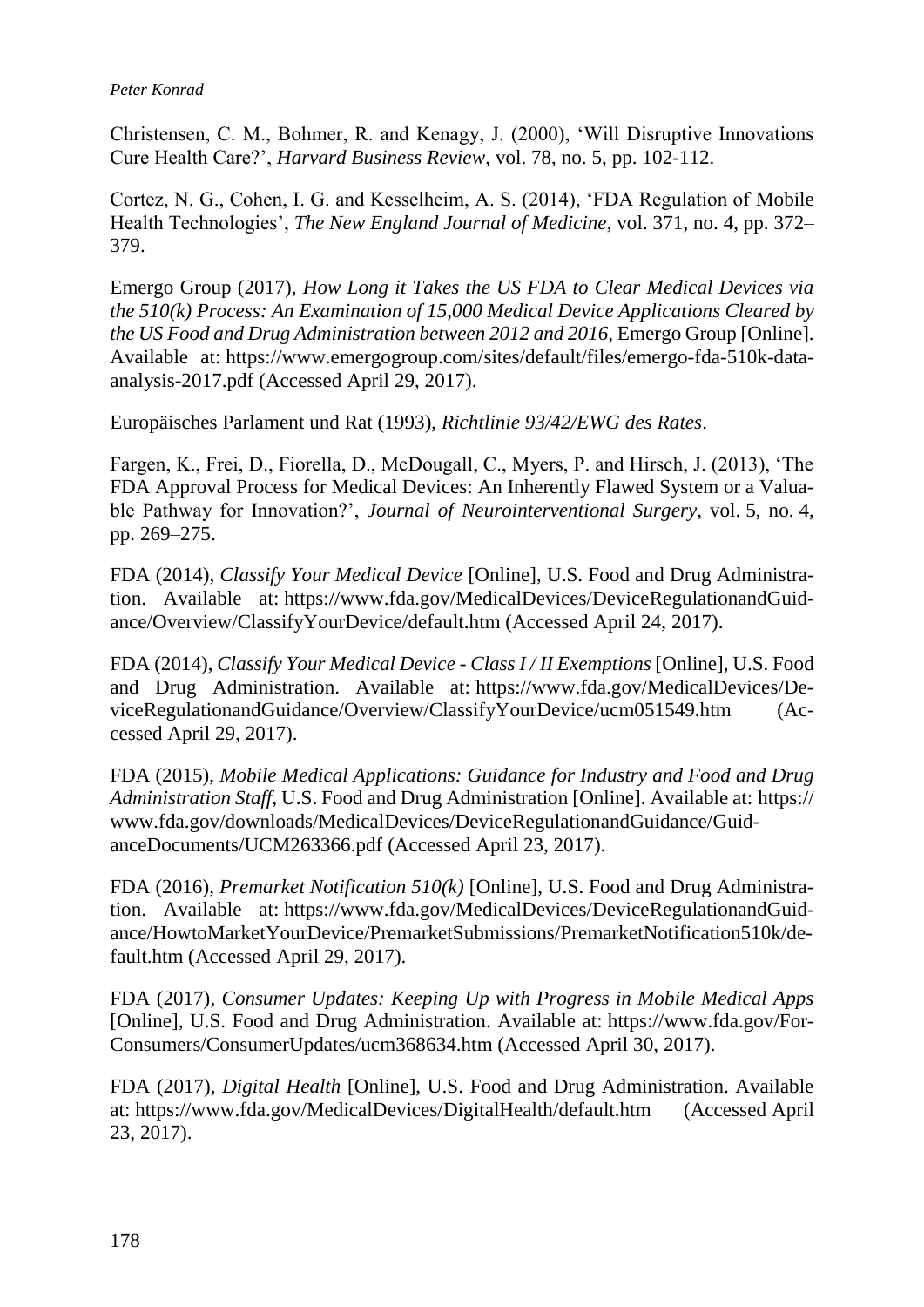Christensen, C. M., Bohmer, R. and Kenagy, J. (2000), 'Will Disruptive Innovations Cure Health Care?', *Harvard Business Review*, vol. 78, no. 5, pp. 102-112.

Cortez, N. G., Cohen, I. G. and Kesselheim, A. S. (2014), 'FDA Regulation of Mobile Health Technologies', *The New England Journal of Medicine*, vol. 371, no. 4, pp. 372–379.

Emergo Group (2017), *How Long it Takes the US FDA to Clear Medical Devices via the 510(k) Process: An Examination of 15,000 Medical Device Applications Cleared by the US Food and Drug Administration between 2012 and 2016*, Emergo Group [Online]. Available at: https://www.emergogroup.com/sites/default/files/emergo-fda-510k-data-analysis-2017.pdf (Accessed April 29, 2017).

Europäisches Parlament und Rat (1993), *Richtlinie 93/42/EWG des Rates*.

Fargen, K., Frei, D., Fiorella, D., McDougall, C., Myers, P. and Hirsch, J. (2013), 'The FDA Approval Process for Medical Devices: An Inherently Flawed System or a Valuable Pathway for Innovation?', *Journal of Neurointerventional Surgery*, vol. 5, no. 4, pp. 269–275.

FDA (2014), *Classify Your Medical Device* [Online], U.S. Food and Drug Administration. Available at: https://www.fda.gov/MedicalDevices/DeviceRegulationandGuidance/Overview/ClassifyYourDevice/default.htm (Accessed April 24, 2017).

FDA (2014), *Classify Your Medical Device - Class I / II Exemptions* [Online], U.S. Food and Drug Administration. Available at: https://www.fda.gov/MedicalDevices/DeviceRegulationandGuidance/Overview/ClassifyYourDevice/ucm051549.htm (Accessed April 29, 2017).

FDA (2015), *Mobile Medical Applications: Guidance for Industry and Food and Drug Administration Staff*, U.S. Food and Drug Administration [Online]. Available at: https://www.fda.gov/downloads/MedicalDevices/DeviceRegulationandGuidance/GuidanceDocuments/UCM263366.pdf (Accessed April 23, 2017).

FDA (2016), *Premarket Notification 510(k)* [Online], U.S. Food and Drug Administration. Available at: https://www.fda.gov/MedicalDevices/DeviceRegulationandGuidance/HowtoMarketYourDevice/PremarketSubmissions/PremarketNotification510k/default.htm (Accessed April 29, 2017).

FDA (2017), *Consumer Updates: Keeping Up with Progress in Mobile Medical Apps* [Online], U.S. Food and Drug Administration. Available at: https://www.fda.gov/ForConsumers/ConsumerUpdates/ucm368634.htm (Accessed April 30, 2017).

FDA (2017), *Digital Health* [Online], U.S. Food and Drug Administration. Available at: https://www.fda.gov/MedicalDevices/DigitalHealth/default.htm (Accessed April 23, 2017).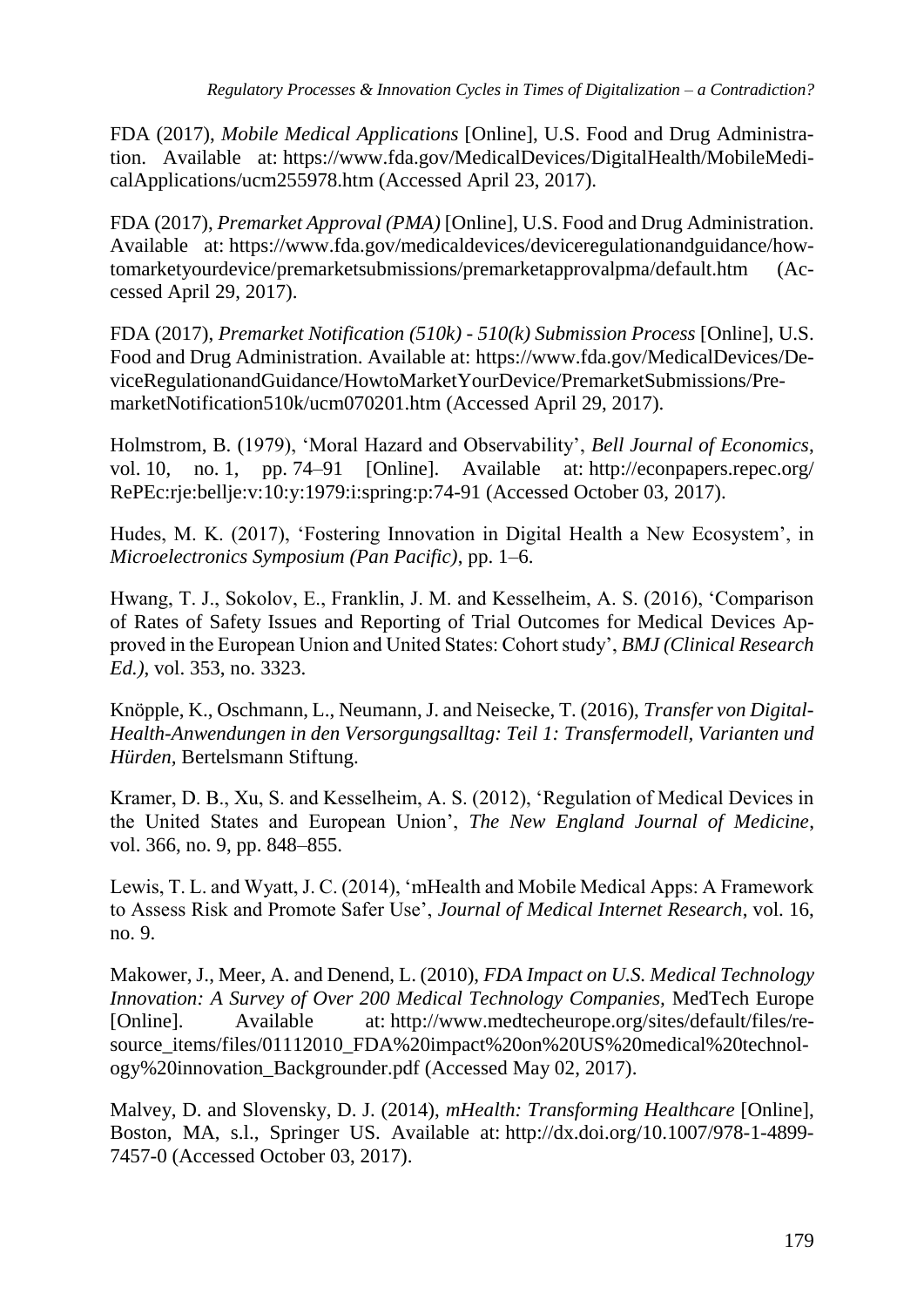FDA (2017), *Mobile Medical Applications* [Online], U.S. Food and Drug Administration. Available at: https://www.fda.gov/MedicalDevices/DigitalHealth/MobileMedicalApplications/ucm255978.htm (Accessed April 23, 2017).

FDA (2017), *Premarket Approval (PMA)* [Online], U.S. Food and Drug Administration. Available at: https://www.fda.gov/medicaldevices/deviceregulationandguidance/howtomarketyourdevice/premarketsubmissions/premarketapprovalpma/default.htm (Accessed April 29, 2017).

FDA (2017), *Premarket Notification (510k) - 510(k) Submission Process* [Online], U.S. Food and Drug Administration. Available at: https://www.fda.gov/MedicalDevices/DeviceRegulationandGuidance/HowtoMarketYourDevice/PremarketSubmissions/PremarketNotification510k/ucm070201.htm (Accessed April 29, 2017).

Holmstrom, B. (1979), 'Moral Hazard and Observability', *Bell Journal of Economics*, vol. 10, no. 1, pp. 74–91 [Online]. Available at: http://econpapers.repec.org/RePEc:rje:bellje:v:10:y:1979:i:spring:p:74-91 (Accessed October 03, 2017).

Hudes, M. K. (2017), 'Fostering Innovation in Digital Health a New Ecosystem', in *Microelectronics Symposium (Pan Pacific)*, pp. 1–6.

Hwang, T. J., Sokolov, E., Franklin, J. M. and Kesselheim, A. S. (2016), 'Comparison of Rates of Safety Issues and Reporting of Trial Outcomes for Medical Devices Approved in the European Union and United States: Cohort study', *BMJ (Clinical Research Ed.)*, vol. 353, no. 3323.

Knöpple, K., Oschmann, L., Neumann, J. and Neisecke, T. (2016), *Transfer von Digital-Health-Anwendungen in den Versorgungsalltag: Teil 1: Transfermodell, Varianten und Hürden,* Bertelsmann Stiftung.

Kramer, D. B., Xu, S. and Kesselheim, A. S. (2012), 'Regulation of Medical Devices in the United States and European Union', *The New England Journal of Medicine*, vol. 366, no. 9, pp. 848–855.

Lewis, T. L. and Wyatt, J. C. (2014), 'mHealth and Mobile Medical Apps: A Framework to Assess Risk and Promote Safer Use', *Journal of Medical Internet Research*, vol. 16, no. 9.

Makower, J., Meer, A. and Denend, L. (2010), *FDA Impact on U.S. Medical Technology Innovation: A Survey of Over 200 Medical Technology Companies,* MedTech Europe [Online]. Available at: http://www.medtecheurope.org/sites/default/files/resource_items/files/01112010_FDA%20impact%20on%20US%20medical%20technology%20innovation_Backgrounder.pdf (Accessed May 02, 2017).

Malvey, D. and Slovensky, D. J. (2014), *mHealth: Transforming Healthcare* [Online], Boston, MA, s.l., Springer US. Available at: http://dx.doi.org/10.1007/978-1-4899-7457-0 (Accessed October 03, 2017).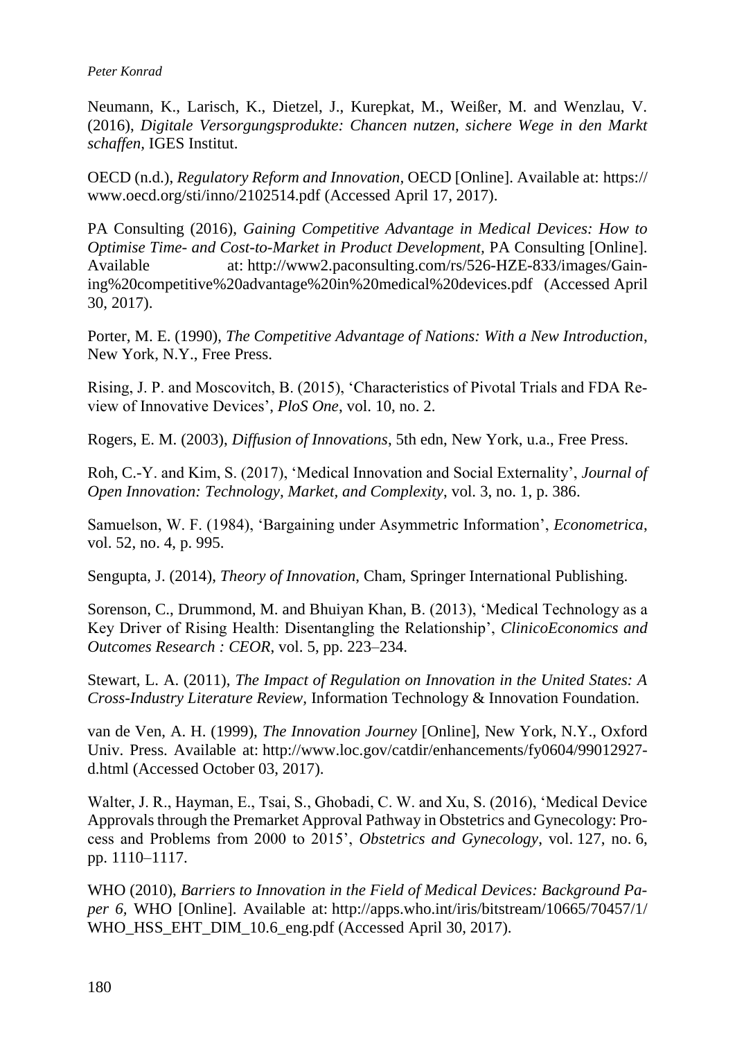Neumann, K., Larisch, K., Dietzel, J., Kurepkat, M., Weißer, M. and Wenzlau, V. (2016), *Digitale Versorgungsprodukte: Chancen nutzen, sichere Wege in den Markt schaffen,* IGES Institut.

OECD (n.d.), *Regulatory Reform and Innovation*, OECD [Online]. Available at: https://www.oecd.org/sti/inno/2102514.pdf (Accessed April 17, 2017).

PA Consulting (2016), *Gaining Competitive Advantage in Medical Devices: How to Optimise Time- and Cost-to-Market in Product Development*, PA Consulting [Online]. Available at: http://www2.paconsulting.com/rs/526-HZE-833/images/Gaining%20competitive%20advantage%20in%20medical%20devices.pdf (Accessed April 30, 2017).

Porter, M. E. (1990), *The Competitive Advantage of Nations: With a New Introduction*, New York, N.Y., Free Press.

Rising, J. P. and Moscovitch, B. (2015), 'Characteristics of Pivotal Trials and FDA Review of Innovative Devices', *PloS One*, vol. 10, no. 2.

Rogers, E. M. (2003), *Diffusion of Innovations*, 5th edn, New York, u.a., Free Press.

Roh, C.-Y. and Kim, S. (2017), 'Medical Innovation and Social Externality', *Journal of Open Innovation: Technology, Market, and Complexity*, vol. 3, no. 1, p. 386.

Samuelson, W. F. (1984), 'Bargaining under Asymmetric Information', *Econometrica*, vol. 52, no. 4, p. 995.

Sengupta, J. (2014), *Theory of Innovation*, Cham, Springer International Publishing.

Sorenson, C., Drummond, M. and Bhuiyan Khan, B. (2013), 'Medical Technology as a Key Driver of Rising Health: Disentangling the Relationship', *ClinicoEconomics and Outcomes Research : CEOR*, vol. 5, pp. 223–234.

Stewart, L. A. (2011), *The Impact of Regulation on Innovation in the United States: A Cross-Industry Literature Review,* Information Technology & Innovation Foundation.

van de Ven, A. H. (1999), *The Innovation Journey* [Online], New York, N.Y., Oxford Univ. Press. Available at: http://www.loc.gov/catdir/enhancements/fy0604/99012927-d.html (Accessed October 03, 2017).

Walter, J. R., Hayman, E., Tsai, S., Ghobadi, C. W. and Xu, S. (2016), 'Medical Device Approvals through the Premarket Approval Pathway in Obstetrics and Gynecology: Process and Problems from 2000 to 2015', *Obstetrics and Gynecology*, vol. 127, no. 6, pp. 1110–1117.

WHO (2010), *Barriers to Innovation in the Field of Medical Devices: Background Paper 6*, WHO [Online]. Available at: http://apps.who.int/iris/bitstream/10665/70457/1/WHO_HSS_EHT_DIM_10.6_eng.pdf (Accessed April 30, 2017).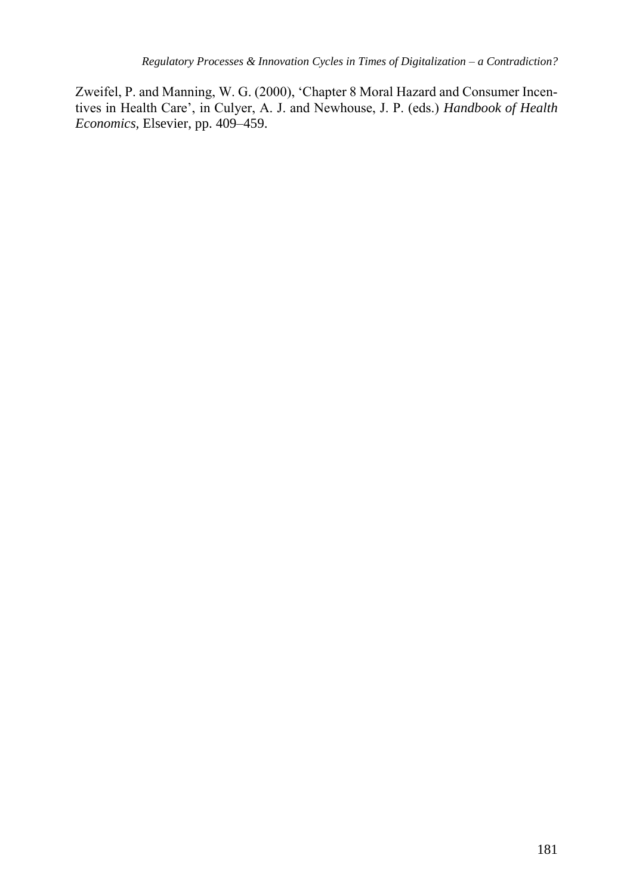Zweifel, P. and Manning, W. G. (2000), 'Chapter 8 Moral Hazard and Consumer Incentives in Health Care', in Culyer, A. J. and Newhouse, J. P. (eds.) *Handbook of Health Economics,* Elsevier, pp. 409–459.